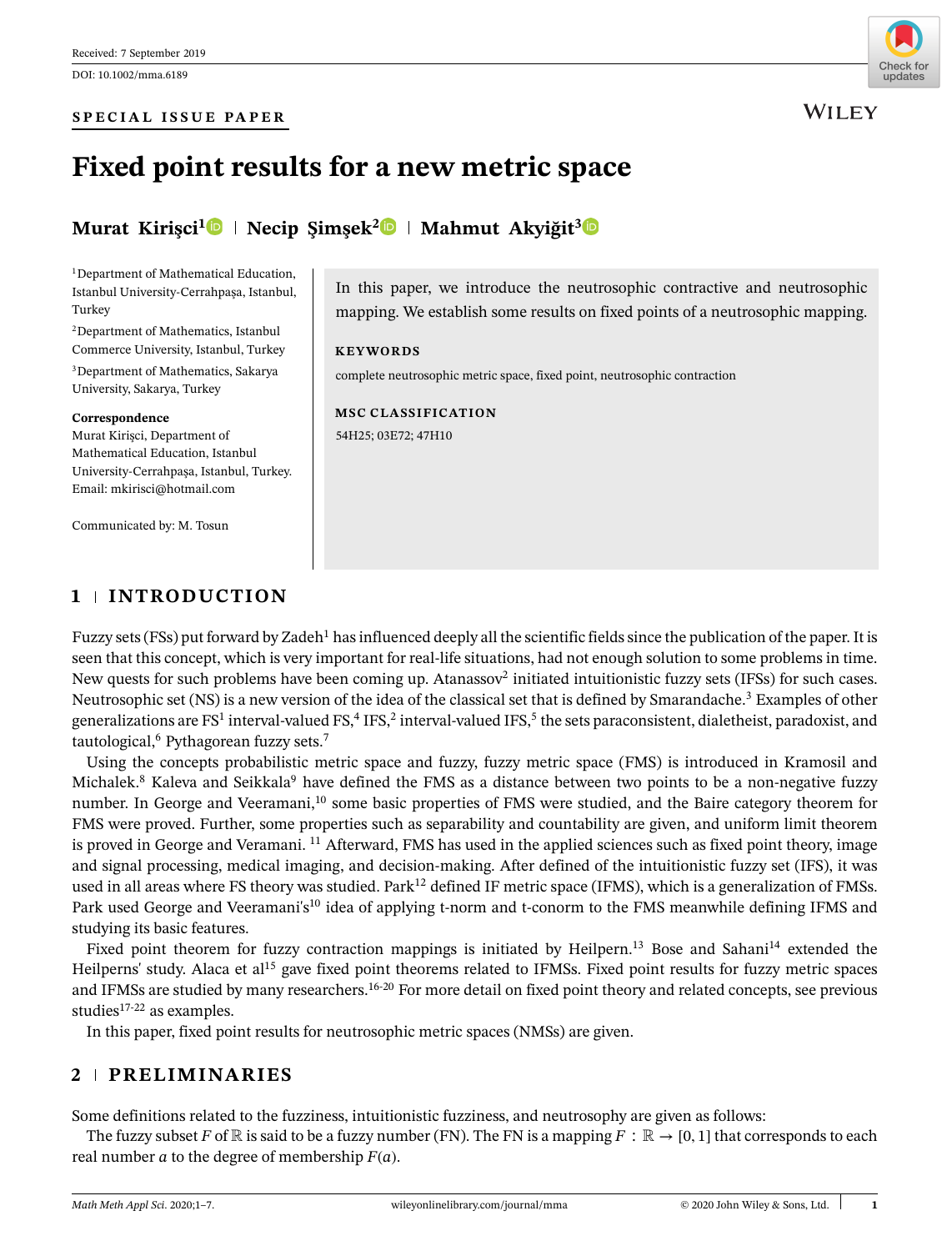Received: 7 September 2019

DOI: 10.1002/mma.6189

**SPECIAL ISSUE PAPER**

# Fixed point results for a new metric space

**Murat Kirişci[1] | Necip Şimşek[2] | Mahmut Akyiğit[3]**

[1]Department of Mathematical Education, Istanbul University-Cerrahpaşa, Istanbul, Turkey

[2]Department of Mathematics, Istanbul Commerce University, Istanbul, Turkey

[3]Department of Mathematics, Sakarya University, Sakarya, Turkey

**Correspondence**
Murat Kirişci, Department of Mathematical Education, Istanbul University-Cerrahpaşa, Istanbul, Turkey.
Email: mkirisci@hotmail.com

Communicated by: M. Tosun

In this paper, we introduce the neutrosophic contractive and neutrosophic mapping. We establish some results on fixed points of a neutrosophic mapping.

**KEYWORDS**

complete neutrosophic metric space, fixed point, neutrosophic contraction

**MSC CLASSIFICATION**

54H25; 03E72; 47H10

## 1 | INTRODUCTION

Fuzzy sets (FSs) put forward by Zadeh[1] has influenced deeply all the scientific fields since the publication of the paper. It is seen that this concept, which is very important for real-life situations, had not enough solution to some problems in time. New quests for such problems have been coming up. Atanassov[2] initiated intuitionistic fuzzy sets (IFSs) for such cases. Neutrosophic set (NS) is a new version of the idea of the classical set that is defined by Smarandache.[3] Examples of other generalizations are FS[1] interval-valued FS,[4] IFS,[2] interval-valued IFS,[5] the sets paraconsistent, dialetheist, paradoxist, and tautological,[6] Pythagorean fuzzy sets.[7]

Using the concepts probabilistic metric space and fuzzy, fuzzy metric space (FMS) is introduced in Kramosil and Michalek.[8] Kaleva and Seikkala[9] have defined the FMS as a distance between two points to be a non-negative fuzzy number. In George and Veeramani,[10] some basic properties of FMS were studied, and the Baire category theorem for FMS were proved. Further, some properties such as separability and countability are given, and uniform limit theorem is proved in George and Veramani. [11] Afterward, FMS has used in the applied sciences such as fixed point theory, image and signal processing, medical imaging, and decision-making. After defined of the intuitionistic fuzzy set (IFS), it was used in all areas where FS theory was studied. Park[12] defined IF metric space (IFMS), which is a generalization of FMSs. Park used George and Veeramani's[10] idea of applying t-norm and t-conorm to the FMS meanwhile defining IFMS and studying its basic features.

Fixed point theorem for fuzzy contraction mappings is initiated by Heilpern.[13] Bose and Sahani[14] extended the Heilperns' study. Alaca et al[15] gave fixed point theorems related to IFMSs. Fixed point results for fuzzy metric spaces and IFMSs are studied by many researchers.[16-20] For more detail on fixed point theory and related concepts, see previous studies[17-22] as examples.

In this paper, fixed point results for neutrosophic metric spaces (NMSs) are given.

## 2 | PRELIMINARIES

Some definitions related to the fuzziness, intuitionistic fuzziness, and neutrosophy are given as follows:

The fuzzy subset $F$ of $\mathbb{R}$ is said to be a fuzzy number (FN). The FN is a mapping $F : \mathbb{R} \rightarrow [0, 1]$ that corresponds to each real number $a$ to the degree of membership $F(a)$.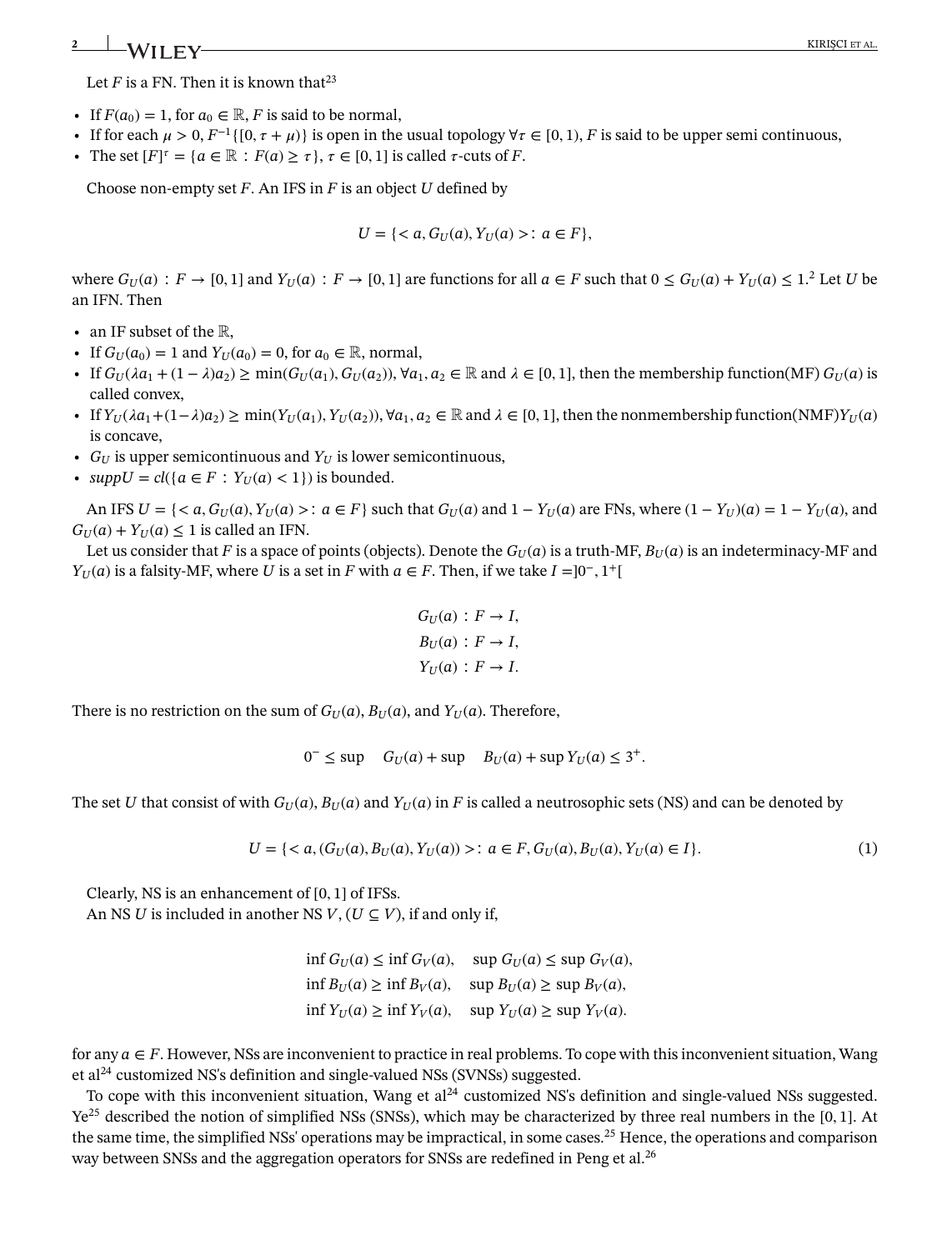Let $F$ is a FN. Then it is known that[23]

- If $F(a_0) = 1$, for $a_0 \in \mathbb{R}$, $F$ is said to be normal,
- If for each $\mu > 0$, $F^{-1}\{[0, \tau + \mu)\}$ is open in the usual topology $\forall \tau \in [0, 1)$, $F$ is said to be upper semi continuous,
- The set $[F]^{\tau} = \{a \in \mathbb{R} : F(a) \geq \tau\}$, $\tau \in [0, 1]$ is called $\tau$-cuts of $F$.

Choose non-empty set $F$. An IFS in $F$ is an object $U$ defined by

$$U = \{< a, G_U(a), Y_U(a) >: a \in F\},$$

where $G_U(a) : F \to [0, 1]$ and $Y_U(a) : F \to [0, 1]$ are functions for all $a \in F$ such that $0 \leq G_U(a) + Y_U(a) \leq 1$.[2] Let $U$ be an IFN. Then

- an IF subset of the $\mathbb{R}$,
- If $G_U(a_0) = 1$ and $Y_U(a_0) = 0$, for $a_0 \in \mathbb{R}$, normal,
- If $G_U(\lambda a_1 + (1 - \lambda)a_2) \geq \min(G_U(a_1), G_U(a_2))$, $\forall a_1, a_2 \in \mathbb{R}$ and $\lambda \in [0, 1]$, then the membership function(MF) $G_U(a)$ is called convex,
- If $Y_U(\lambda a_1 + (1 - \lambda)a_2) \geq \min(Y_U(a_1), Y_U(a_2))$, $\forall a_1, a_2 \in \mathbb{R}$ and $\lambda \in [0, 1]$, then the nonmembership function(NMF)$Y_U(a)$ is concave,
- $G_U$ is upper semicontinuous and $Y_U$ is lower semicontinuous,
- $suppU = cl(\{a \in F : Y_U(a) < 1\})$ is bounded.

An IFS $U = \{< a, G_U(a), Y_U(a) >: a \in F\}$ such that $G_U(a)$ and $1 - Y_U(a)$ are FNs, where $(1 - Y_U)(a) = 1 - Y_U(a)$, and $G_U(a) + Y_U(a) \leq 1$ is called an IFN.

Let us consider that $F$ is a space of points (objects). Denote the $G_U(a)$ is a truth-MF, $B_U(a)$ is an indeterminacy-MF and $Y_U(a)$ is a falsity-MF, where $U$ is a set in $F$ with $a \in F$. Then, if we take $I = ]0^-, 1^+[$

$$G_U(a) : F \to I,$$
$$B_U(a) : F \to I,$$
$$Y_U(a) : F \to I.$$

There is no restriction on the sum of $G_U(a)$, $B_U(a)$, and $Y_U(a)$. Therefore,

$$0^- \leq \sup \quad G_U(a) + \sup \quad B_U(a) + \sup Y_U(a) \leq 3^+.$$

The set $U$ that consist of with $G_U(a)$, $B_U(a)$ and $Y_U(a)$ in $F$ is called a neutrosophic sets (NS) and can be denoted by

$$U = \{< a, (G_U(a), B_U(a), Y_U(a)) >: a \in F, G_U(a), B_U(a), Y_U(a) \in I\}. \tag{1}$$

Clearly, NS is an enhancement of [0, 1] of IFSs.

An NS $U$ is included in another NS $V$, $(U \subseteq V)$, if and only if,

$$\inf G_U(a) \leq \inf G_V(a), \quad \sup G_U(a) \leq \sup G_V(a),$$
$$\inf B_U(a) \geq \inf B_V(a), \quad \sup B_U(a) \geq \sup B_V(a),$$
$$\inf Y_U(a) \geq \inf Y_V(a), \quad \sup Y_U(a) \geq \sup Y_V(a).$$

for any $a \in F$. However, NSs are inconvenient to practice in real problems. To cope with this inconvenient situation, Wang et al[24] customized NS's definition and single-valued NSs (SVNSs) suggested.

To cope with this inconvenient situation, Wang et al[24] customized NS's definition and single-valued NSs suggested. Ye[25] described the notion of simplified NSs (SNSs), which may be characterized by three real numbers in the [0, 1]. At the same time, the simplified NSs' operations may be impractical, in some cases.[25] Hence, the operations and comparison way between SNSs and the aggregation operators for SNSs are redefined in Peng et al.[26]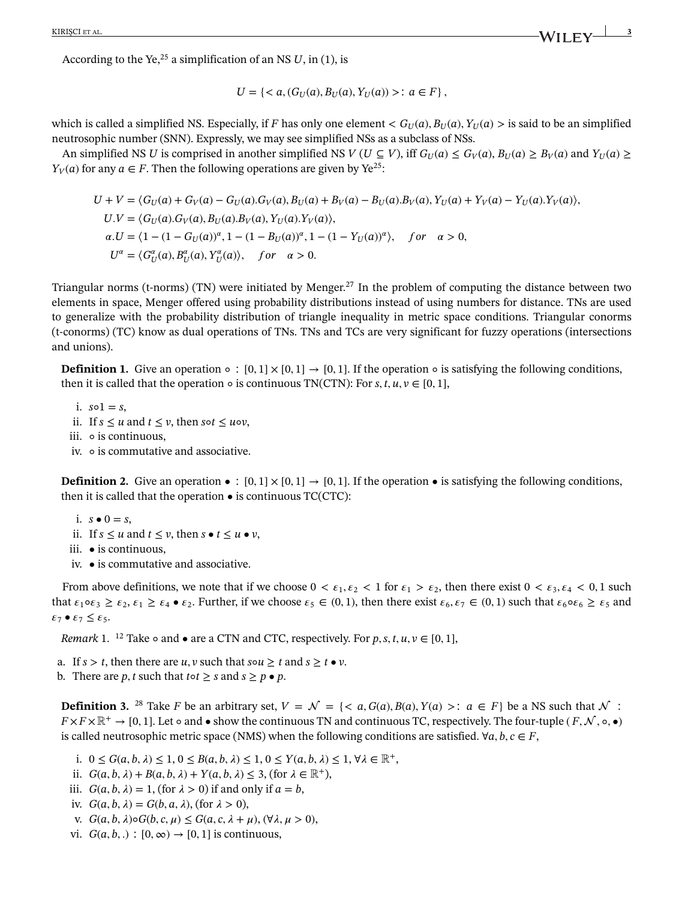According to the Ye,[25] a simplification of an NS $U$, in (1), is

$$U = \{< a, (G_U(a), B_U(a), Y_U(a)) >: a \in F\},$$

which is called a simplified NS. Especially, if $F$ has only one element $< G_U(a), B_U(a), Y_U(a) >$ is said to be an simplified neutrosophic number (SNN). Expressly, we may see simplified NSs as a subclass of NSs.

An simplified NS $U$ is comprised in another simplified NS $V$ ($U \subseteq V$), iff $G_U(a) \leq G_V(a)$, $B_U(a) \geq B_V(a)$ and $Y_U(a) \geq Y_V(a)$ for any $a \in F$. Then the following operations are given by Ye[25]:

$$\begin{aligned}
U + V &= \langle G_U(a) + G_V(a) - G_U(a).G_V(a), B_U(a) + B_V(a) - B_U(a).B_V(a), Y_U(a) + Y_V(a) - Y_U(a).Y_V(a)\rangle,\\
U.V &= \langle G_U(a).G_V(a), B_U(a).B_V(a), Y_U(a).Y_V(a)\rangle,\\
\alpha.U &= \langle 1 - (1 - G_U(a))^\alpha, 1 - (1 - B_U(a))^\alpha, 1 - (1 - Y_U(a))^\alpha\rangle, \quad for \quad \alpha > 0,\\
U^\alpha &= \langle G_U^\alpha(a), B_U^\alpha(a), Y_U^\alpha(a)\rangle, \quad for \quad \alpha > 0.
\end{aligned}$$

Triangular norms (t-norms) (TN) were initiated by Menger.[27] In the problem of computing the distance between two elements in space, Menger offered using probability distributions instead of using numbers for distance. TNs are used to generalize with the probability distribution of triangle inequality in metric space conditions. Triangular conorms (t-conorms) (TC) know as dual operations of TNs. TNs and TCs are very significant for fuzzy operations (intersections and unions).

**Definition 1.** Give an operation $\circ : [0,1] \times [0,1] \to [0,1]$. If the operation $\circ$ is satisfying the following conditions, then it is called that the operation $\circ$ is continuous TN(CTN): For $s, t, u, v \in [0,1]$,

i. $s \circ 1 = s$,
ii. If $s \leq u$ and $t \leq v$, then $s \circ t \leq u \circ v$,
iii. $\circ$ is continuous,
iv. $\circ$ is commutative and associative.

**Definition 2.** Give an operation $\bullet : [0,1] \times [0,1] \to [0,1]$. If the operation $\bullet$ is satisfying the following conditions, then it is called that the operation $\bullet$ is continuous TC(CTC):

i. $s \bullet 0 = s$,
ii. If $s \leq u$ and $t \leq v$, then $s \bullet t \leq u \bullet v$,
iii. $\bullet$ is continuous,
iv. $\bullet$ is commutative and associative.

From above definitions, we note that if we choose $0 < \varepsilon_1, \varepsilon_2 < 1$ for $\varepsilon_1 > \varepsilon_2$, then there exist $0 < \varepsilon_3, \varepsilon_4 < 0,1$ such that $\varepsilon_1 \circ \varepsilon_3 \geq \varepsilon_2$, $\varepsilon_1 \geq \varepsilon_4 \bullet \varepsilon_2$. Further, if we choose $\varepsilon_5 \in (0,1)$, then there exist $\varepsilon_6, \varepsilon_7 \in (0,1)$ such that $\varepsilon_6 \circ \varepsilon_6 \geq \varepsilon_5$ and $\varepsilon_7 \bullet \varepsilon_7 \leq \varepsilon_5$.

*Remark* 1. [12] Take $\circ$ and $\bullet$ are a CTN and CTC, respectively. For $p, s, t, u, v \in [0,1]$,

a. If $s > t$, then there are $u, v$ such that $s \circ u \geq t$ and $s \geq t \bullet v$.
b. There are $p, t$ such that $t \circ t \geq s$ and $s \geq p \bullet p$.

**Definition 3.** [28] Take $F$ be an arbitrary set, $V = \mathcal{N} = \{< a, G(a), B(a), Y(a) >: a \in F\}$ be a NS such that $\mathcal{N} : F \times F \times \mathbb{R}^+ \to [0,1]$. Let $\circ$ and $\bullet$ show the continuous TN and continuous TC, respectively. The four-tuple $(F, \mathcal{N}, \circ, \bullet)$ is called neutrosophic metric space (NMS) when the following conditions are satisfied. $\forall a, b, c \in F$,

i. $0 \leq G(a,b,\lambda) \leq 1$, $0 \leq B(a,b,\lambda) \leq 1$, $0 \leq Y(a,b,\lambda) \leq 1$, $\forall \lambda \in \mathbb{R}^+$,
ii. $G(a,b,\lambda) + B(a,b,\lambda) + Y(a,b,\lambda) \leq 3$, (for $\lambda \in \mathbb{R}^+$),
iii. $G(a,b,\lambda) = 1$, (for $\lambda > 0$) if and only if $a = b$,
iv. $G(a,b,\lambda) = G(b,a,\lambda)$, (for $\lambda > 0$),
v. $G(a,b,\lambda) \circ G(b,c,\mu) \leq G(a,c,\lambda + \mu)$, ($\forall \lambda, \mu > 0$),
vi. $G(a,b,.) : [0,\infty) \to [0,1]$ is continuous,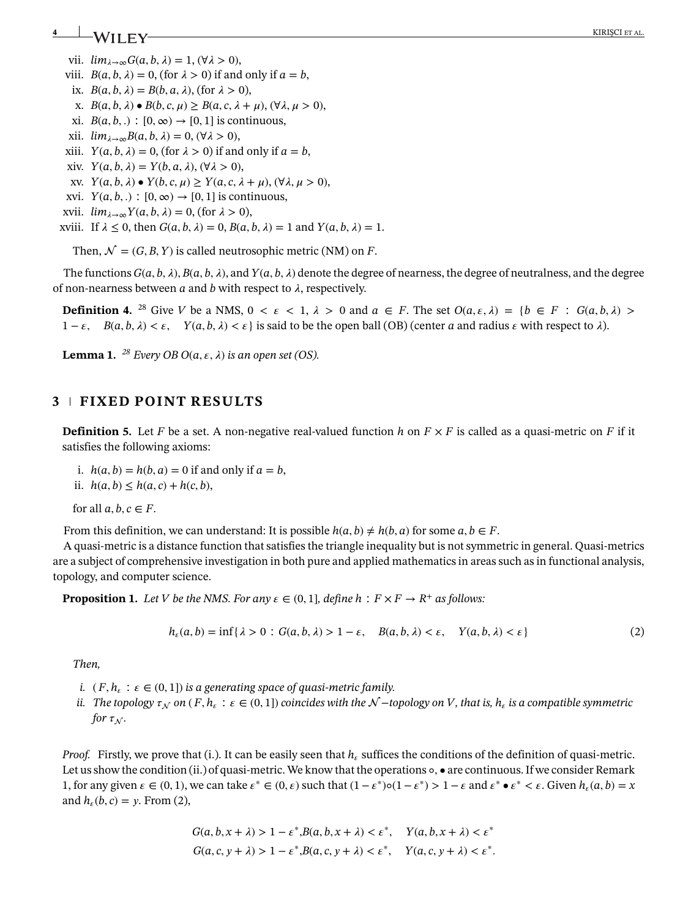vii. $lim_{\lambda\to\infty} G(a,b,\lambda) = 1, (\forall\lambda > 0)$,
viii. $B(a,b,\lambda) = 0$, (for $\lambda > 0$) if and only if $a = b$,
ix. $B(a,b,\lambda) = B(b,a,\lambda)$, (for $\lambda > 0$),
x. $B(a,b,\lambda) \bullet B(b,c,\mu) \geq B(a,c,\lambda+\mu), (\forall\lambda,\mu > 0)$,
xi. $B(a,b,.) : [0,\infty) \to [0,1]$ is continuous,
xii. $lim_{\lambda\to\infty} B(a,b,\lambda) = 0, (\forall\lambda > 0)$,
xiii. $Y(a,b,\lambda) = 0$, (for $\lambda > 0$) if and only if $a = b$,
xiv. $Y(a,b,\lambda) = Y(b,a,\lambda), (\forall\lambda > 0)$,
xv. $Y(a,b,\lambda) \bullet Y(b,c,\mu) \geq Y(a,c,\lambda+\mu), (\forall\lambda,\mu > 0)$,
xvi. $Y(a,b,.) : [0,\infty) \to [0,1]$ is continuous,
xvii. $lim_{\lambda\to\infty} Y(a,b,\lambda) = 0$, (for $\lambda > 0$),
xviii. If $\lambda \leq 0$, then $G(a,b,\lambda) = 0$, $B(a,b,\lambda) = 1$ and $Y(a,b,\lambda) = 1$.

Then, $\mathcal{N} = (G,B,Y)$ is called neutrosophic metric (NM) on $F$.

The functions $G(a,b,\lambda)$, $B(a,b,\lambda)$, and $Y(a,b,\lambda)$ denote the degree of nearness, the degree of neutralness, and the degree of non-nearness between $a$ and $b$ with respect to $\lambda$, respectively.

**Definition 4.** [28] Give $V$ be a NMS, $0 < \varepsilon < 1$, $\lambda > 0$ and $a \in F$. The set $O(a,\varepsilon,\lambda) = \{b \in F : G(a,b,\lambda) > 1-\varepsilon, \quad B(a,b,\lambda) < \varepsilon, \quad Y(a,b,\lambda) < \varepsilon\}$ is said to be the open ball (OB) (center $a$ and radius $\varepsilon$ with respect to $\lambda$).

**Lemma 1.** [28] *Every OB $O(a,\varepsilon,\lambda)$ is an open set (OS).*

## 3 | FIXED POINT RESULTS

**Definition 5.** Let $F$ be a set. A non-negative real-valued function $h$ on $F \times F$ is called as a quasi-metric on $F$ if it satisfies the following axioms:

i. $h(a,b) = h(b,a) = 0$ if and only if $a = b$,
ii. $h(a,b) \leq h(a,c) + h(c,b)$,

for all $a,b,c \in F$.

From this definition, we can understand: It is possible $h(a,b) \neq h(b,a)$ for some $a,b \in F$.

A quasi-metric is a distance function that satisfies the triangle inequality but is not symmetric in general. Quasi-metrics are a subject of comprehensive investigation in both pure and applied mathematics in areas such as in functional analysis, topology, and computer science.

**Proposition 1.** *Let $V$ be the NMS. For any $\varepsilon \in (0,1]$, define $h : F \times F \to R^+$ as follows:*

$$h_\varepsilon(a,b) = \inf\{\lambda > 0 : G(a,b,\lambda) > 1-\varepsilon, \quad B(a,b,\lambda) < \varepsilon, \quad Y(a,b,\lambda) < \varepsilon\} \tag{2}$$

*Then,*

*i. $(F, h_\varepsilon : \varepsilon \in (0,1])$ is a generating space of quasi-metric family.*
*ii. The topology $\tau_\mathcal{N}$ on $(F, h_\varepsilon : \varepsilon \in (0,1])$ coincides with the $\mathcal{N}$−topology on $V$, that is, $h_\varepsilon$ is a compatible symmetric for $\tau_\mathcal{N}$.*

*Proof.* Firstly, we prove that (i.). It can be easily seen that $h_\varepsilon$ suffices the conditions of the definition of quasi-metric. Let us show the condition (ii.) of quasi-metric. We know that the operations $\circ, \bullet$ are continuous. If we consider Remark 1, for any given $\varepsilon \in (0,1)$, we can take $\varepsilon^* \in (0,\varepsilon)$ such that $(1-\varepsilon^*)\circ(1-\varepsilon^*) > 1-\varepsilon$ and $\varepsilon^* \bullet \varepsilon^* < \varepsilon$. Given $h_\varepsilon(a,b) = x$ and $h_\varepsilon(b,c) = y$. From (2),

$$G(a,b,x+\lambda) > 1-\varepsilon^*, B(a,b,x+\lambda) < \varepsilon^*, \quad Y(a,b,x+\lambda) < \varepsilon^*$$
$$G(a,c,y+\lambda) > 1-\varepsilon^*, B(a,c,y+\lambda) < \varepsilon^*, \quad Y(a,c,y+\lambda) < \varepsilon^*.$$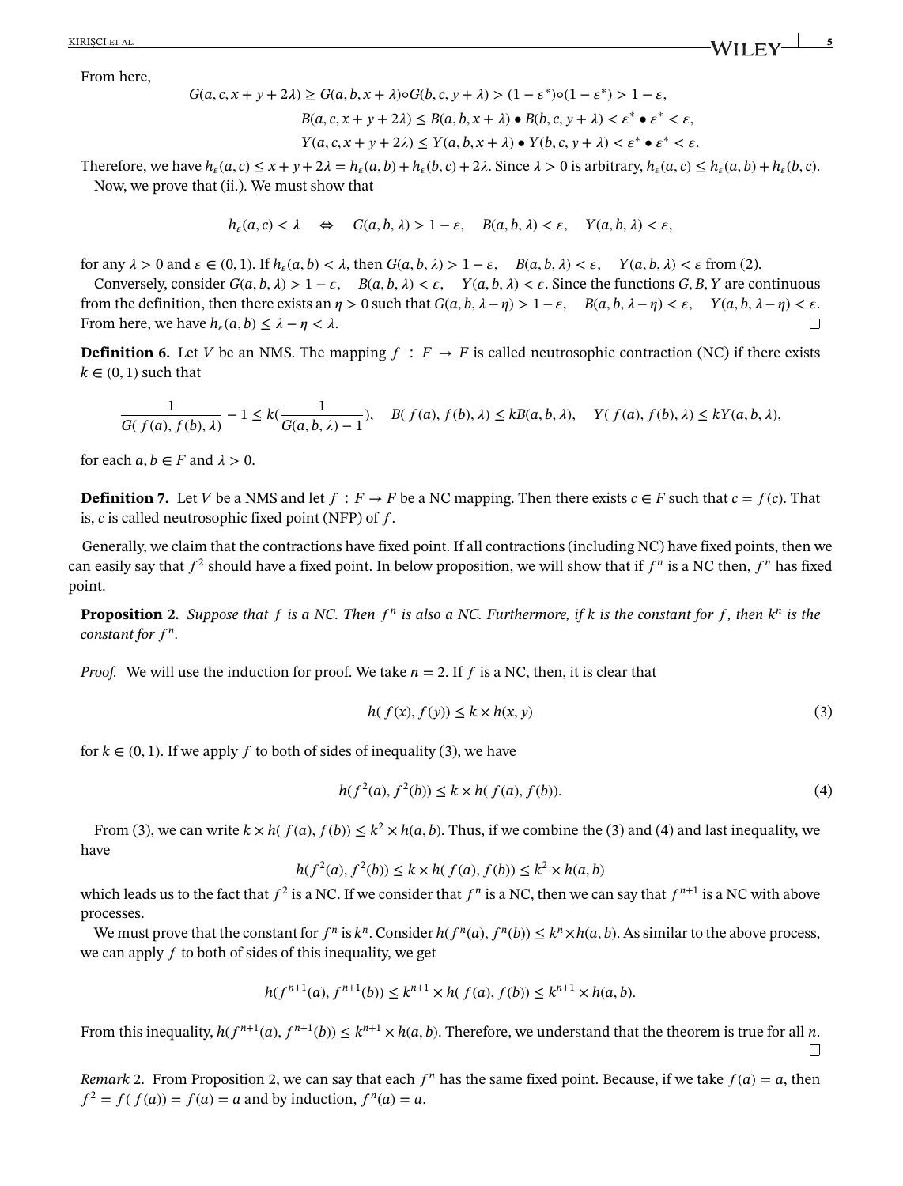From here,

$$G(a,c,x+y+2\lambda) \geq G(a,b,x+\lambda) \circ G(b,c,y+\lambda) > (1-\varepsilon^*) \circ (1-\varepsilon^*) > 1-\varepsilon,$$

$$B(a,c,x+y+2\lambda) \leq B(a,b,x+\lambda) \bullet B(b,c,y+\lambda) < \varepsilon^* \bullet \varepsilon^* < \varepsilon,$$

$$Y(a,c,x+y+2\lambda) \leq Y(a,b,x+\lambda) \bullet Y(b,c,y+\lambda) < \varepsilon^* \bullet \varepsilon^* < \varepsilon.$$

Therefore, we have $h_\varepsilon(a,c) \leq x+y+2\lambda = h_\varepsilon(a,b) + h_\varepsilon(b,c) + 2\lambda$. Since $\lambda > 0$ is arbitrary, $h_\varepsilon(a,c) \leq h_\varepsilon(a,b) + h_\varepsilon(b,c)$.

Now, we prove that (ii.). We must show that

$$h_\varepsilon(a,c) < \lambda \quad \Leftrightarrow \quad G(a,b,\lambda) > 1-\varepsilon, \quad B(a,b,\lambda) < \varepsilon, \quad Y(a,b,\lambda) < \varepsilon,$$

for any $\lambda > 0$ and $\varepsilon \in (0,1)$. If $h_\varepsilon(a,b) < \lambda$, then $G(a,b,\lambda) > 1-\varepsilon, \quad B(a,b,\lambda) < \varepsilon, \quad Y(a,b,\lambda) < \varepsilon$ from (2).

Conversely, consider $G(a,b,\lambda) > 1-\varepsilon, \quad B(a,b,\lambda) < \varepsilon, \quad Y(a,b,\lambda) < \varepsilon$. Since the functions $G, B, Y$ are continuous from the definition, then there exists an $\eta > 0$ such that $G(a,b,\lambda-\eta) > 1-\varepsilon, \quad B(a,b,\lambda-\eta) < \varepsilon, \quad Y(a,b,\lambda-\eta) < \varepsilon$. From here, we have $h_\varepsilon(a,b) \leq \lambda - \eta < \lambda$. □

**Definition 6.** Let $V$ be an NMS. The mapping $f : F \to F$ is called neutrosophic contraction (NC) if there exists $k \in (0,1)$ such that

$$\frac{1}{G(f(a),f(b),\lambda)} - 1 \leq k\left(\frac{1}{G(a,b,\lambda) - 1}\right), \quad B(f(a),f(b),\lambda) \leq kB(a,b,\lambda), \quad Y(f(a),f(b),\lambda) \leq kY(a,b,\lambda),$$

for each $a, b \in F$ and $\lambda > 0$.

**Definition 7.** Let $V$ be a NMS and let $f : F \to F$ be a NC mapping. Then there exists $c \in F$ such that $c = f(c)$. That is, $c$ is called neutrosophic fixed point (NFP) of $f$.

Generally, we claim that the contractions have fixed point. If all contractions (including NC) have fixed points, then we can easily say that $f^2$ should have a fixed point. In below proposition, we will show that if $f^n$ is a NC then, $f^n$ has fixed point.

**Proposition 2.** *Suppose that $f$ is a NC. Then $f^n$ is also a NC. Furthermore, if $k$ is the constant for $f$, then $k^n$ is the constant for $f^n$.*

*Proof.* We will use the induction for proof. We take $n = 2$. If $f$ is a NC, then, it is clear that

$$h(f(x), f(y)) \leq k \times h(x,y) \tag{3}$$

for $k \in (0,1)$. If we apply $f$ to both of sides of inequality (3), we have

$$h(f^2(a), f^2(b)) \leq k \times h(f(a), f(b)). \tag{4}$$

From (3), we can write $k \times h(f(a), f(b)) \leq k^2 \times h(a,b)$. Thus, if we combine the (3) and (4) and last inequality, we have

$$h(f^2(a), f^2(b)) \leq k \times h(f(a), f(b)) \leq k^2 \times h(a,b)$$

which leads us to the fact that $f^2$ is a NC. If we consider that $f^n$ is a NC, then we can say that $f^{n+1}$ is a NC with above processes.

We must prove that the constant for $f^n$ is $k^n$. Consider $h(f^n(a), f^n(b)) \leq k^n \times h(a,b)$. As similar to the above process, we can apply $f$ to both of sides of this inequality, we get

$$h(f^{n+1}(a), f^{n+1}(b)) \leq k^{n+1} \times h(f(a), f(b)) \leq k^{n+1} \times h(a,b).$$

From this inequality, $h(f^{n+1}(a), f^{n+1}(b)) \leq k^{n+1} \times h(a,b)$. Therefore, we understand that the theorem is true for all $n$. □

*Remark 2.* From Proposition 2, we can say that each $f^n$ has the same fixed point. Because, if we take $f(a) = a$, then $f^2 = f(f(a)) = f(a) = a$ and by induction, $f^n(a) = a$.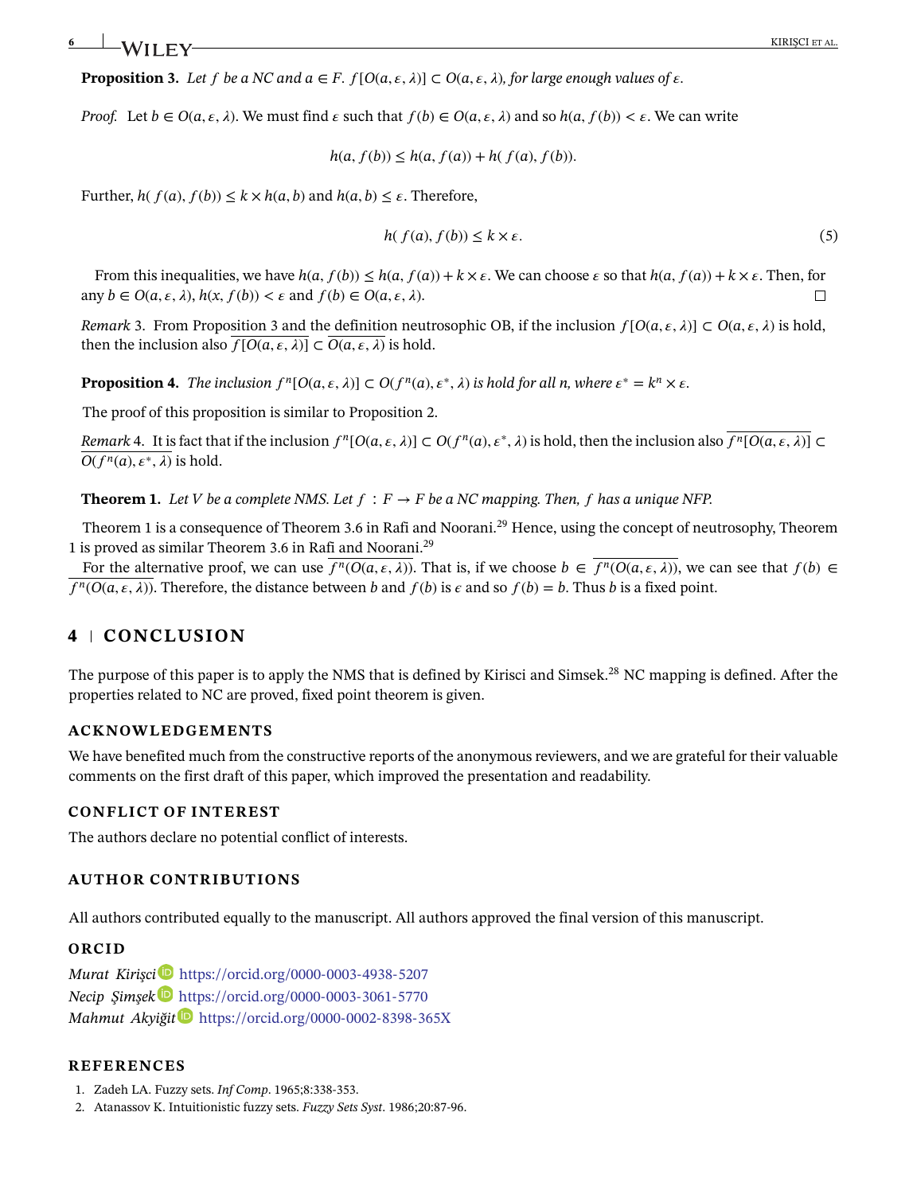**Proposition 3.** *Let $f$ be a NC and $a \in F$. $f[O(a, \varepsilon, \lambda)] \subset O(a, \varepsilon, \lambda)$, for large enough values of $\varepsilon$.*

*Proof.* Let $b \in O(a, \varepsilon, \lambda)$. We must find $\varepsilon$ such that $f(b) \in O(a, \varepsilon, \lambda)$ and so $h(a, f(b)) < \varepsilon$. We can write

$$h(a, f(b)) \leq h(a, f(a)) + h(f(a), f(b)).$$

Further, $h(f(a), f(b)) \leq k \times h(a, b)$ and $h(a, b) \leq \varepsilon$. Therefore,

$$h(f(a), f(b)) \leq k \times \varepsilon. \tag{5}$$

From this inequalities, we have $h(a, f(b)) \leq h(a, f(a)) + k \times \varepsilon$. We can choose $\varepsilon$ so that $h(a, f(a)) + k \times \varepsilon$. Then, for any $b \in O(a, \varepsilon, \lambda)$, $h(x, f(b)) < \varepsilon$ and $f(b) \in O(a, \varepsilon, \lambda)$. □

*Remark* 3. From Proposition 3 and the definition neutrosophic OB, if the inclusion $f[O(a, \varepsilon, \lambda)] \subset O(a, \varepsilon, \lambda)$ is hold, then the inclusion also $\overline{f[O(a, \varepsilon, \lambda)]} \subset \overline{O(a, \varepsilon, \lambda)}$ is hold.

**Proposition 4.** *The inclusion $f^n[O(a, \varepsilon, \lambda)] \subset O(f^n(a), \varepsilon^*, \lambda)$ is hold for all $n$, where $\varepsilon^* = k^n \times \varepsilon$.*

The proof of this proposition is similar to Proposition 2.

*Remark* 4. It is fact that if the inclusion $f^n[O(a, \varepsilon, \lambda)] \subset O(f^n(a), \varepsilon^*, \lambda)$ is hold, then the inclusion also $\overline{f^n[O(a, \varepsilon, \lambda)]} \subset \overline{O(f^n(a), \varepsilon^*, \lambda)}$ is hold.

**Theorem 1.** *Let $V$ be a complete NMS. Let $f : F \to F$ be a NC mapping. Then, $f$ has a unique NFP.*

Theorem 1 is a consequence of Theorem 3.6 in Rafi and Noorani.[29] Hence, using the concept of neutrosophy, Theorem 1 is proved as similar Theorem 3.6 in Rafi and Noorani.[29]

For the alternative proof, we can use $\overline{f^n(O(a, \varepsilon, \lambda))}$. That is, if we choose $b \in \overline{f^n(O(a, \varepsilon, \lambda))}$, we can see that $f(b) \in \overline{f^n(O(a, \varepsilon, \lambda))}$. Therefore, the distance between $b$ and $f(b)$ is $\varepsilon$ and so $f(b) = b$. Thus $b$ is a fixed point.

## 4 | CONCLUSION

The purpose of this paper is to apply the NMS that is defined by Kirisci and Simsek.[28] NC mapping is defined. After the properties related to NC are proved, fixed point theorem is given.

### ACKNOWLEDGEMENTS

We have benefited much from the constructive reports of the anonymous reviewers, and we are grateful for their valuable comments on the first draft of this paper, which improved the presentation and readability.

### CONFLICT OF INTEREST

The authors declare no potential conflict of interests.

### AUTHOR CONTRIBUTIONS

All authors contributed equally to the manuscript. All authors approved the final version of this manuscript.

### ORCID

*Murat Kirişci* https://orcid.org/0000-0003-4938-5207
*Necip Şimşek* https://orcid.org/0000-0003-3061-5770
*Mahmut Akyiğit* https://orcid.org/0000-0002-8398-365X

### REFERENCES

1. Zadeh LA. Fuzzy sets. *Inf Comp*. 1965;8:338-353.
2. Atanassov K. Intuitionistic fuzzy sets. *Fuzzy Sets Syst*. 1986;20:87-96.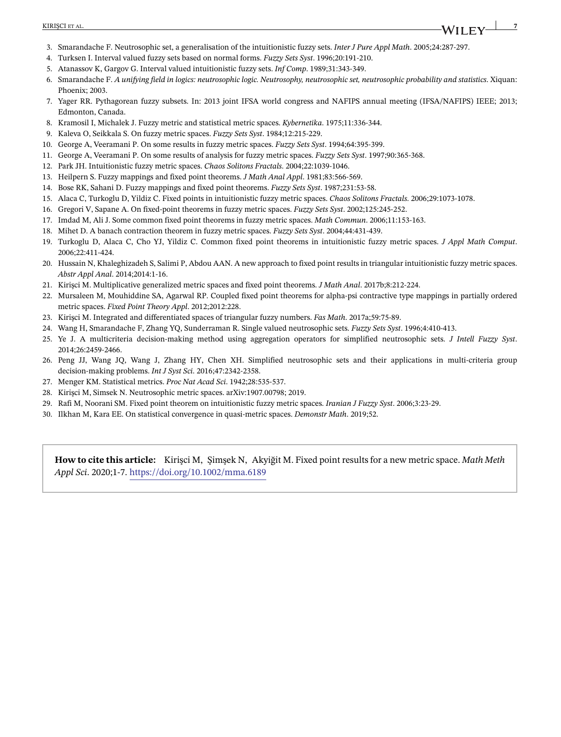3. Smarandache F. Neutrosophic set, a generalisation of the intuitionistic fuzzy sets. *Inter J Pure Appl Math*. 2005;24:287-297.
4. Turksen I. Interval valued fuzzy sets based on normal forms. *Fuzzy Sets Syst*. 1996;20:191-210.
5. Atanassov K, Gargov G. Interval valued intuitionistic fuzzy sets. *Inf Comp*. 1989;31:343-349.
6. Smarandache F. *A unifying field in logics: neutrosophic logic. Neutrosophy, neutrosophic set, neutrosophic probability and statistics*. Xiquan: Phoenix; 2003.
7. Yager RR. Pythagorean fuzzy subsets. In: 2013 joint IFSA world congress and NAFIPS annual meeting (IFSA/NAFIPS) IEEE; 2013; Edmonton, Canada.
8. Kramosil I, Michalek J. Fuzzy metric and statistical metric spaces. *Kybernetika*. 1975;11:336-344.
9. Kaleva O, Seikkala S. On fuzzy metric spaces. *Fuzzy Sets Syst*. 1984;12:215-229.
10. George A, Veeramani P. On some results in fuzzy metric spaces. *Fuzzy Sets Syst*. 1994;64:395-399.
11. George A, Veeramani P. On some results of analysis for fuzzy metric spaces. *Fuzzy Sets Syst*. 1997;90:365-368.
12. Park JH. Intuitionistic fuzzy metric spaces. *Chaos Solitons Fractals*. 2004;22:1039-1046.
13. Heilpern S. Fuzzy mappings and fixed point theorems. *J Math Anal Appl*. 1981;83:566-569.
14. Bose RK, Sahani D. Fuzzy mappings and fixed point theorems. *Fuzzy Sets Syst*. 1987;231:53-58.
15. Alaca C, Turkoglu D, Yildiz C. Fixed points in intuitionistic fuzzy metric spaces. *Chaos Solitons Fractals*. 2006;29:1073-1078.
16. Gregori V, Sapane A. On fixed-point theorems in fuzzy metric spaces. *Fuzzy Sets Syst*. 2002;125:245-252.
17. Imdad M, Ali J. Some common fixed point theorems in fuzzy metric spaces. *Math Commun*. 2006;11:153-163.
18. Mihet D. A banach contraction theorem in fuzzy metric spaces. *Fuzzy Sets Syst*. 2004;44:431-439.
19. Turkoglu D, Alaca C, Cho YJ, Yildiz C. Common fixed point theorems in intuitionistic fuzzy metric spaces. *J Appl Math Comput*. 2006;22:411-424.
20. Hussain N, Khaleghizadeh S, Salimi P, Abdou AAN. A new approach to fixed point results in triangular intuitionistic fuzzy metric spaces. *Abstr Appl Anal*. 2014;2014:1-16.
21. Kirişci M. Multiplicative generalized metric spaces and fixed point theorems. *J Math Anal*. 2017b;8:212-224.
22. Mursaleen M, Mouhiddine SA, Agarwal RP. Coupled fixed point theorems for alpha-psi contractive type mappings in partially ordered metric spaces. *Fixed Point Theory Appl*. 2012;2012:228.
23. Kirişci M. Integrated and differentiated spaces of triangular fuzzy numbers. *Fas Math*. 2017a;59:75-89.
24. Wang H, Smarandache F, Zhang YQ, Sunderraman R. Single valued neutrosophic sets. *Fuzzy Sets Syst*. 1996;4:410-413.
25. Ye J. A multicriteria decision-making method using aggregation operators for simplified neutrosophic sets. *J Intell Fuzzy Syst*. 2014;26:2459-2466.
26. Peng JJ, Wang JQ, Wang J, Zhang HY, Chen XH. Simplified neutrosophic sets and their applications in multi-criteria group decision-making problems. *Int J Syst Sci*. 2016;47:2342-2358.
27. Menger KM. Statistical metrics. *Proc Nat Acad Sci*. 1942;28:535-537.
28. Kirişci M, Simsek N. Neutrosophic metric spaces. arXiv:1907.00798; 2019.
29. Rafi M, Noorani SM. Fixed point theorem on intuitionistic fuzzy metric spaces. *Iranian J Fuzzy Syst*. 2006;3:23-29.
30. Ilkhan M, Kara EE. On statistical convergence in quasi-metric spaces. *Demonstr Math*. 2019;52.

**How to cite this article:** Kirişci M, Şimşek N, Akyiğit M. Fixed point results for a new metric space. *Math Meth Appl Sci*. 2020;1-7. https://doi.org/10.1002/mma.6189